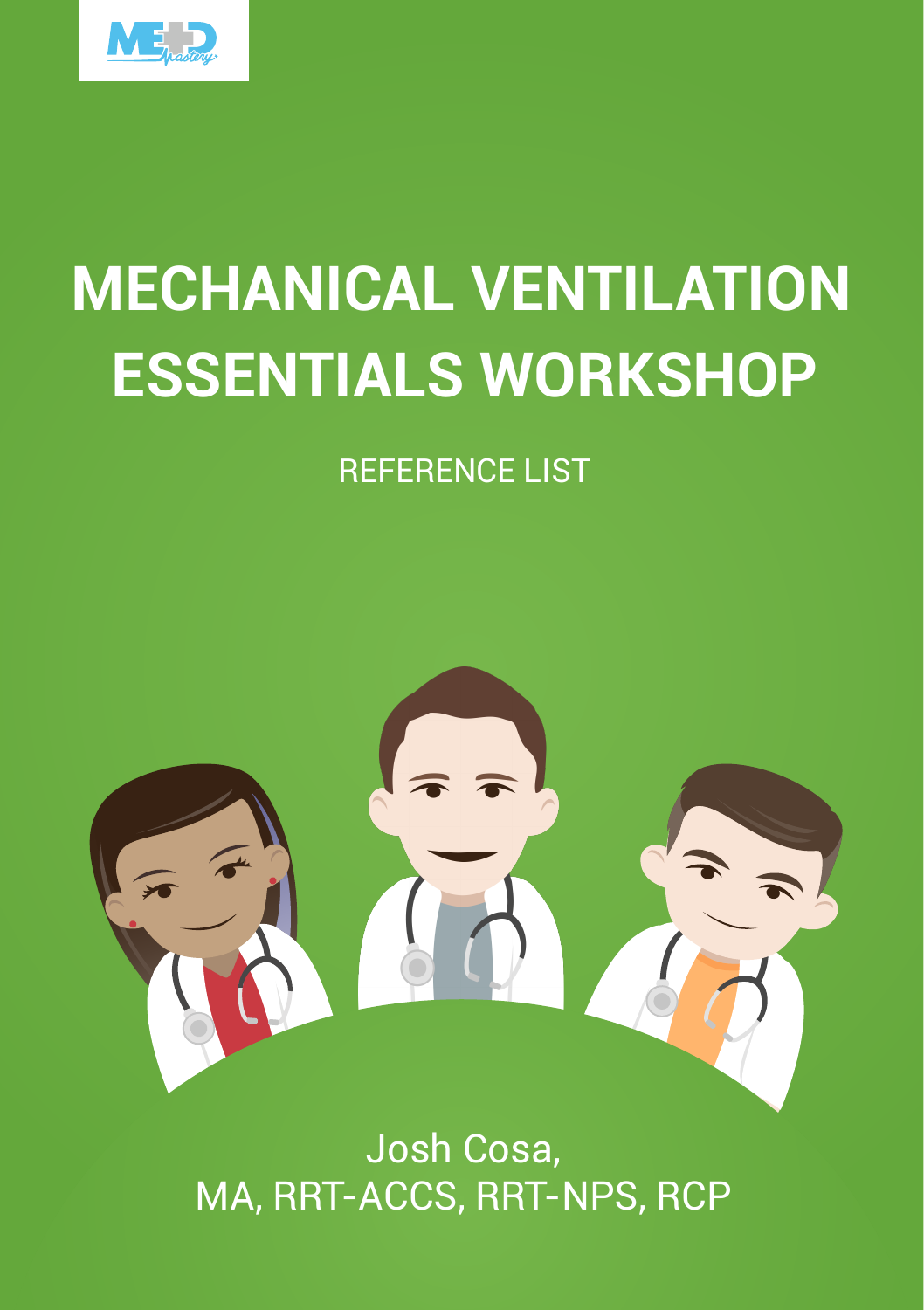# MECHANICAL VENTILATION ESSENTIALS WORKSHOP

REFERENCE LIST

Josh Cosa,
MA, RRT-ACCS, RRT-NPS, RCP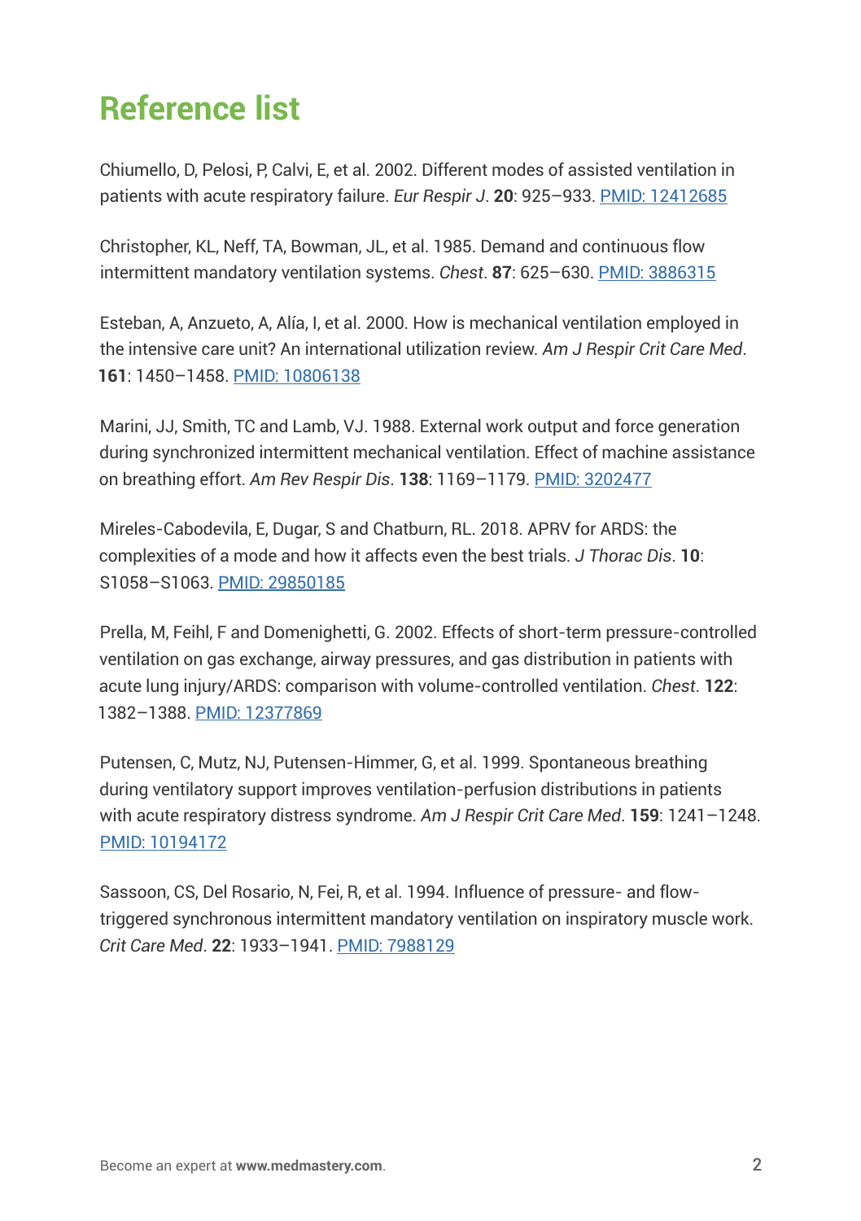# Reference list

Chiumello, D, Pelosi, P, Calvi, E, et al. 2002. Different modes of assisted ventilation in patients with acute respiratory failure. *Eur Respir J*. **20**: 925–933. PMID: 12412685

Christopher, KL, Neff, TA, Bowman, JL, et al. 1985. Demand and continuous flow intermittent mandatory ventilation systems. *Chest*. **87**: 625–630. PMID: 3886315

Esteban, A, Anzueto, A, Alía, I, et al. 2000. How is mechanical ventilation employed in the intensive care unit? An international utilization review. *Am J Respir Crit Care Med*. **161**: 1450–1458. PMID: 10806138

Marini, JJ, Smith, TC and Lamb, VJ. 1988. External work output and force generation during synchronized intermittent mechanical ventilation. Effect of machine assistance on breathing effort. *Am Rev Respir Dis*. **138**: 1169–1179. PMID: 3202477

Mireles-Cabodevila, E, Dugar, S and Chatburn, RL. 2018. APRV for ARDS: the complexities of a mode and how it affects even the best trials. *J Thorac Dis*. **10**: S1058–S1063. PMID: 29850185

Prella, M, Feihl, F and Domenighetti, G. 2002. Effects of short-term pressure-controlled ventilation on gas exchange, airway pressures, and gas distribution in patients with acute lung injury/ARDS: comparison with volume-controlled ventilation. *Chest*. **122**: 1382–1388. PMID: 12377869

Putensen, C, Mutz, NJ, Putensen-Himmer, G, et al. 1999. Spontaneous breathing during ventilatory support improves ventilation-perfusion distributions in patients with acute respiratory distress syndrome. *Am J Respir Crit Care Med*. **159**: 1241–1248. PMID: 10194172

Sassoon, CS, Del Rosario, N, Fei, R, et al. 1994. Influence of pressure- and flow-triggered synchronous intermittent mandatory ventilation on inspiratory muscle work. *Crit Care Med*. **22**: 1933–1941. PMID: 7988129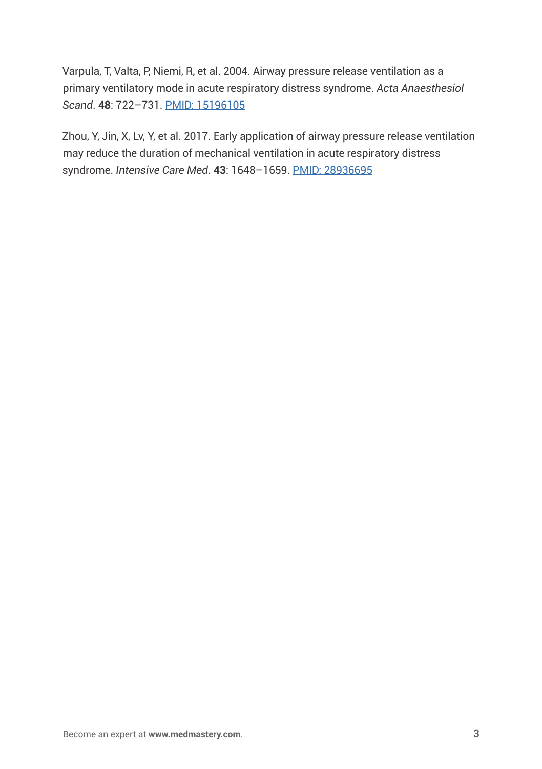Varpula, T, Valta, P, Niemi, R, et al. 2004. Airway pressure release ventilation as a primary ventilatory mode in acute respiratory distress syndrome. *Acta Anaesthesiol Scand*. **48**: 722–731. PMID: 15196105

Zhou, Y, Jin, X, Lv, Y, et al. 2017. Early application of airway pressure release ventilation may reduce the duration of mechanical ventilation in acute respiratory distress syndrome. *Intensive Care Med*. **43**: 1648–1659. PMID: 28936695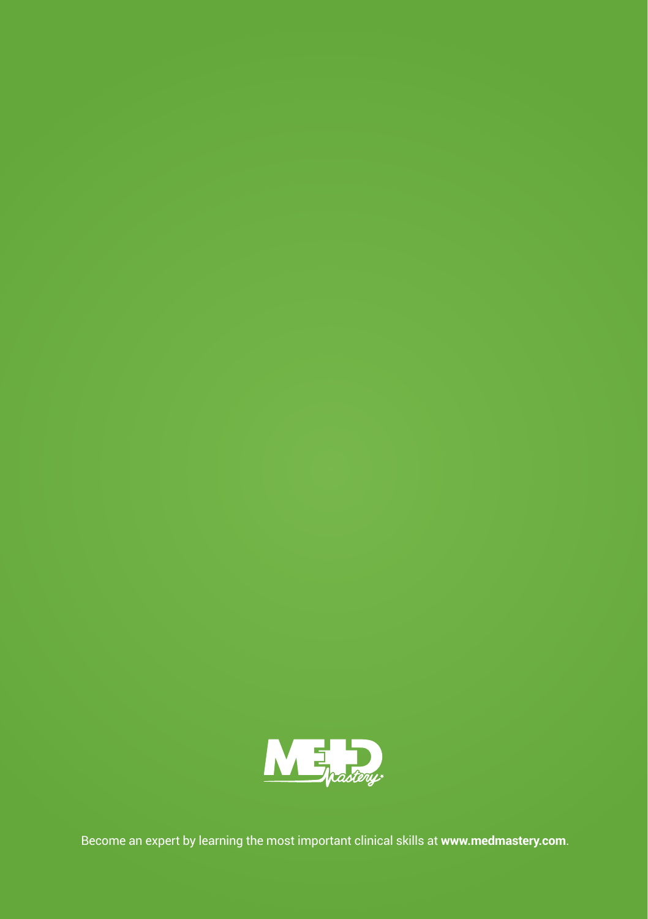Become an expert by learning the most important clinical skills at **www.medmastery.com**.